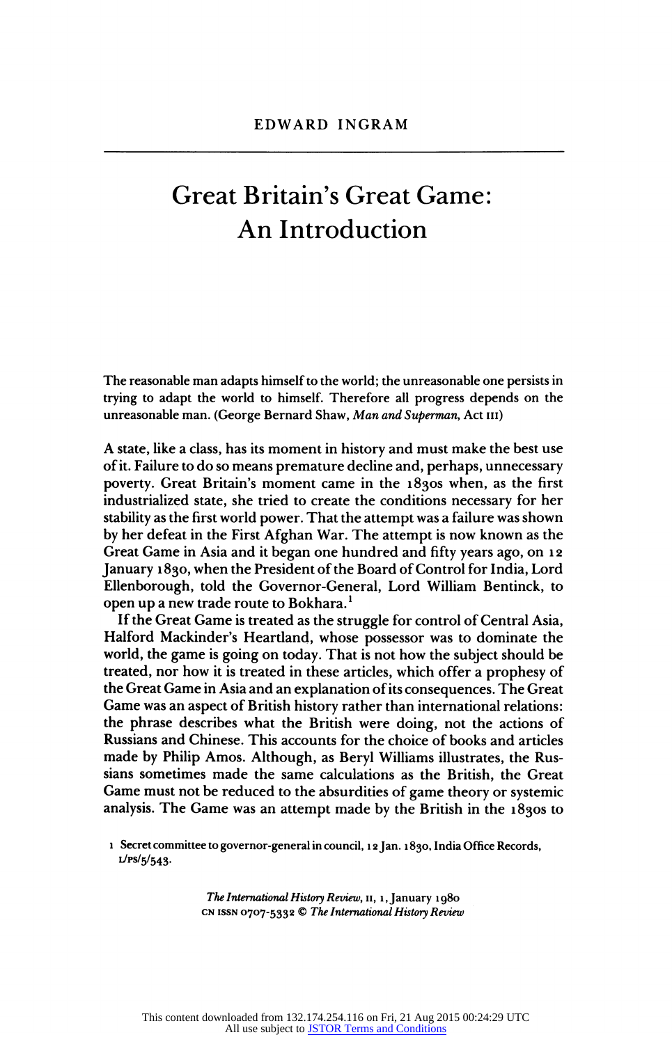EDWARD INGRAM

# Great Britain's Great Game: An Introduction

The reasonable man adapts himself to the world; the unreasonable one persists in trying to adapt the world to himself. Therefore all progress depends on the unreasonable man. (George Bernard Shaw, *Man and Superman*, Act III)

A state, like a class, has its moment in history and must make the best use of it. Failure to do so means premature decline and, perhaps, unnecessary poverty. Great Britain's moment came in the 1830s when, as the first industrialized state, she tried to create the conditions necessary for her stability as the first world power. That the attempt was a failure was shown by her defeat in the First Afghan War. The attempt is now known as the Great Game in Asia and it began one hundred and fifty years ago, on 12 January 1830, when the President of the Board of Control for India, Lord Ellenborough, told the Governor-General, Lord William Bentinck, to open up a new trade route to Bokhara.[1]

If the Great Game is treated as the struggle for control of Central Asia, Halford Mackinder's Heartland, whose possessor was to dominate the world, the game is going on today. That is not how the subject should be treated, nor how it is treated in these articles, which offer a prophesy of the Great Game in Asia and an explanation of its consequences. The Great Game was an aspect of British history rather than international relations: the phrase describes what the British were doing, not the actions of Russians and Chinese. This accounts for the choice of books and articles made by Philip Amos. Although, as Beryl Williams illustrates, the Russians sometimes made the same calculations as the British, the Great Game must not be reduced to the absurdities of game theory or systemic analysis. The Game was an attempt made by the British in the 1830s to

1 Secret committee to governor-general in council, 12 Jan. 1830, India Office Records, L/PS/5/543.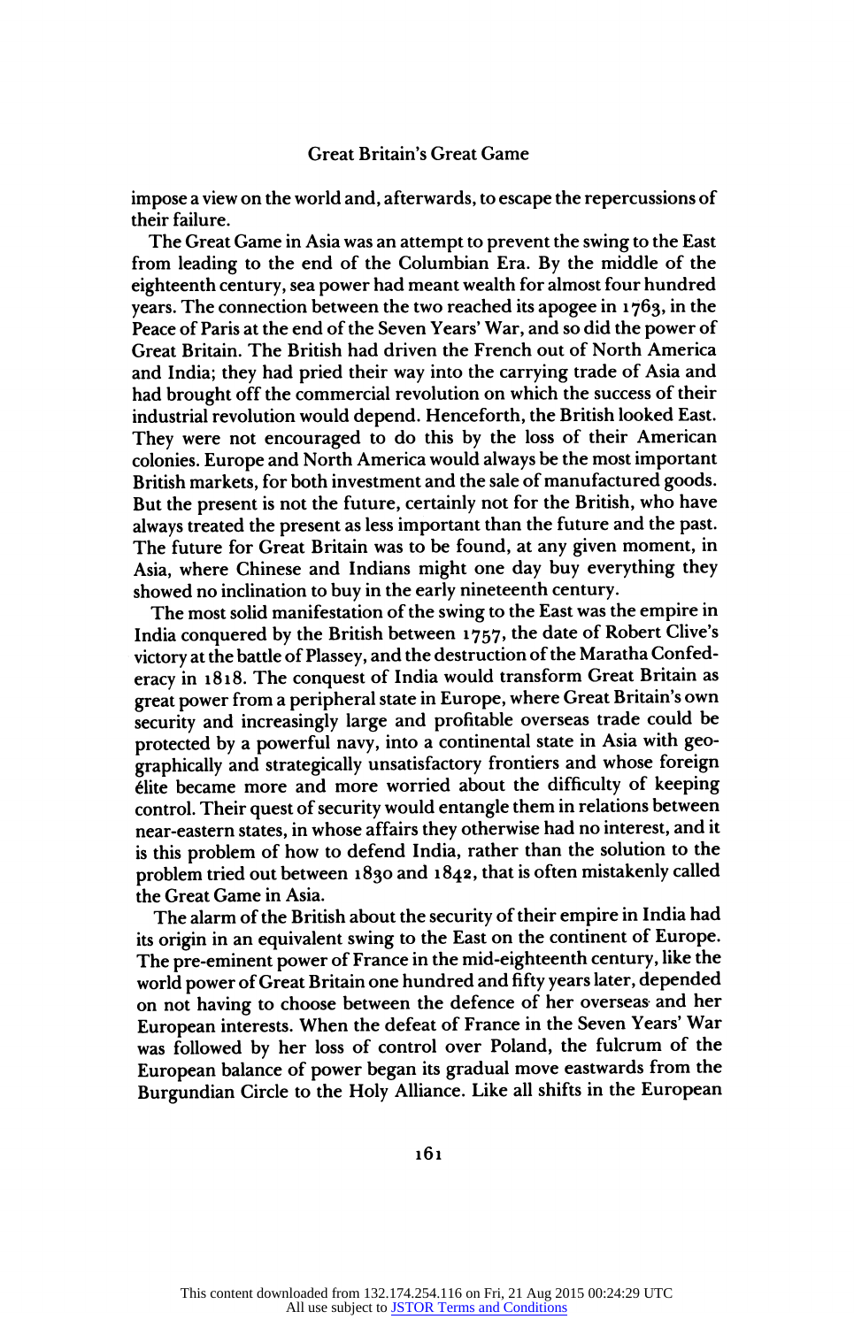impose a view on the world and, afterwards, to escape the repercussions of their failure.

The Great Game in Asia was an attempt to prevent the swing to the East from leading to the end of the Columbian Era. By the middle of the eighteenth century, sea power had meant wealth for almost four hundred years. The connection between the two reached its apogee in 1763, in the Peace of Paris at the end of the Seven Years' War, and so did the power of Great Britain. The British had driven the French out of North America and India; they had pried their way into the carrying trade of Asia and had brought off the commercial revolution on which the success of their industrial revolution would depend. Henceforth, the British looked East. They were not encouraged to do this by the loss of their American colonies. Europe and North America would always be the most important British markets, for both investment and the sale of manufactured goods. But the present is not the future, certainly not for the British, who have always treated the present as less important than the future and the past. The future for Great Britain was to be found, at any given moment, in Asia, where Chinese and Indians might one day buy everything they showed no inclination to buy in the early nineteenth century.

The most solid manifestation of the swing to the East was the empire in India conquered by the British between 1757, the date of Robert Clive's victory at the battle of Plassey, and the destruction of the Maratha Confederacy in 1818. The conquest of India would transform Great Britain as great power from a peripheral state in Europe, where Great Britain's own security and increasingly large and profitable overseas trade could be protected by a powerful navy, into a continental state in Asia with geographically and strategically unsatisfactory frontiers and whose foreign élite became more and more worried about the difficulty of keeping control. Their quest of security would entangle them in relations between near-eastern states, in whose affairs they otherwise had no interest, and it is this problem of how to defend India, rather than the solution to the problem tried out between 1830 and 1842, that is often mistakenly called the Great Game in Asia.

The alarm of the British about the security of their empire in India had its origin in an equivalent swing to the East on the continent of Europe. The pre-eminent power of France in the mid-eighteenth century, like the world power of Great Britain one hundred and fifty years later, depended on not having to choose between the defence of her overseas and her European interests. When the defeat of France in the Seven Years' War was followed by her loss of control over Poland, the fulcrum of the European balance of power began its gradual move eastwards from the Burgundian Circle to the Holy Alliance. Like all shifts in the European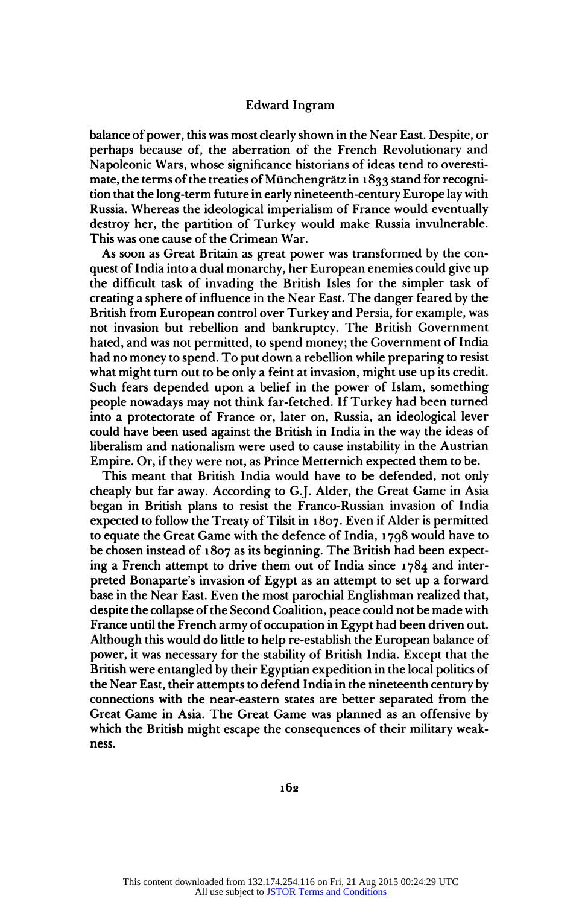balance of power, this was most clearly shown in the Near East. Despite, or perhaps because of, the aberration of the French Revolutionary and Napoleonic Wars, whose significance historians of ideas tend to overestimate, the terms of the treaties of Münchengrätz in 1833 stand for recognition that the long-term future in early nineteenth-century Europe lay with Russia. Whereas the ideological imperialism of France would eventually destroy her, the partition of Turkey would make Russia invulnerable. This was one cause of the Crimean War.

As soon as Great Britain as great power was transformed by the conquest of India into a dual monarchy, her European enemies could give up the difficult task of invading the British Isles for the simpler task of creating a sphere of influence in the Near East. The danger feared by the British from European control over Turkey and Persia, for example, was not invasion but rebellion and bankruptcy. The British Government hated, and was not permitted, to spend money; the Government of India had no money to spend. To put down a rebellion while preparing to resist what might turn out to be only a feint at invasion, might use up its credit. Such fears depended upon a belief in the power of Islam, something people nowadays may not think far-fetched. If Turkey had been turned into a protectorate of France or, later on, Russia, an ideological lever could have been used against the British in India in the way the ideas of liberalism and nationalism were used to cause instability in the Austrian Empire. Or, if they were not, as Prince Metternich expected them to be.

This meant that British India would have to be defended, not only cheaply but far away. According to G.J. Alder, the Great Game in Asia began in British plans to resist the Franco-Russian invasion of India expected to follow the Treaty of Tilsit in 1807. Even if Alder is permitted to equate the Great Game with the defence of India, 1798 would have to be chosen instead of 1807 as its beginning. The British had been expecting a French attempt to drive them out of India since 1784 and interpreted Bonaparte's invasion of Egypt as an attempt to set up a forward base in the Near East. Even the most parochial Englishman realized that, despite the collapse of the Second Coalition, peace could not be made with France until the French army of occupation in Egypt had been driven out. Although this would do little to help re-establish the European balance of power, it was necessary for the stability of British India. Except that the British were entangled by their Egyptian expedition in the local politics of the Near East, their attempts to defend India in the nineteenth century by connections with the near-eastern states are better separated from the Great Game in Asia. The Great Game was planned as an offensive by which the British might escape the consequences of their military weakness.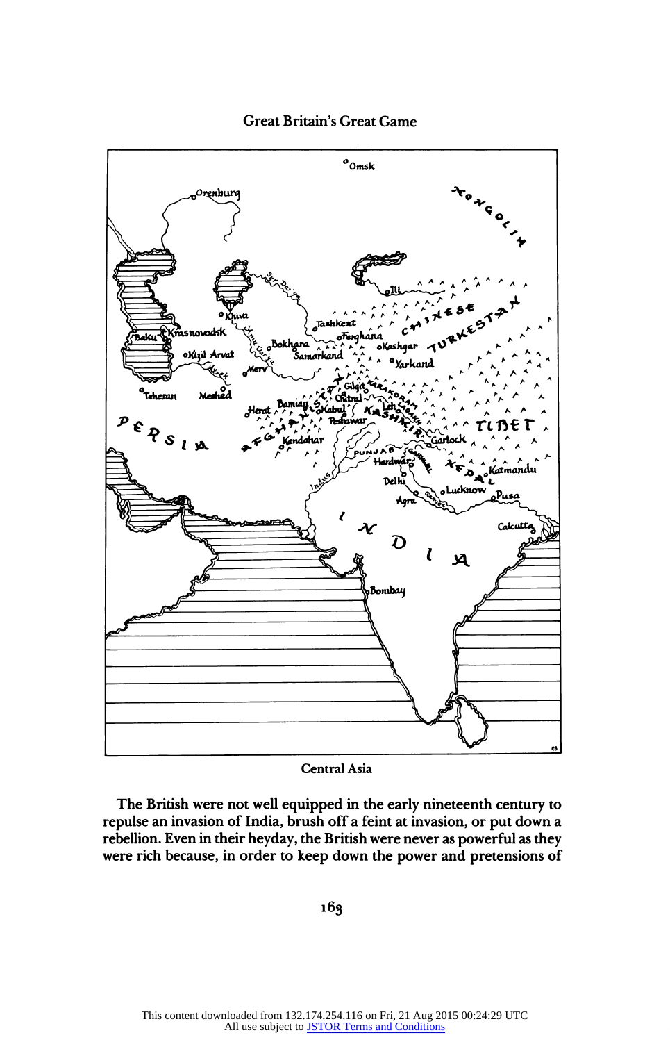Central Asia

The British were not well equipped in the early nineteenth century to repulse an invasion of India, brush off a feint at invasion, or put down a rebellion. Even in their heyday, the British were never as powerful as they were rich because, in order to keep down the power and pretensions of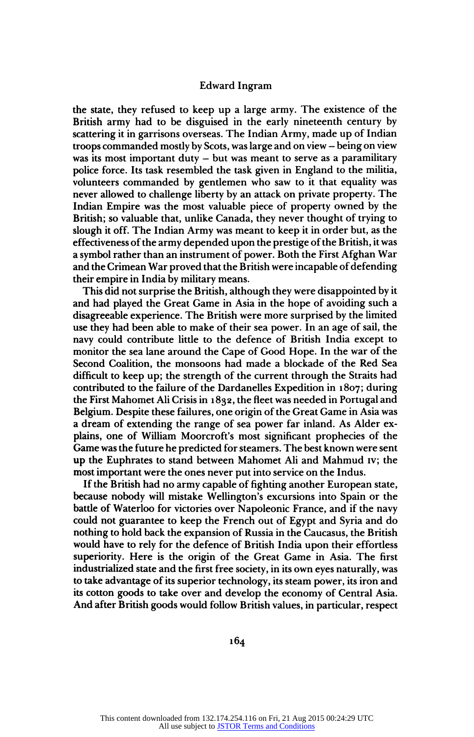the state, they refused to keep up a large army. The existence of the British army had to be disguised in the early nineteenth century by scattering it in garrisons overseas. The Indian Army, made up of Indian troops commanded mostly by Scots, was large and on view – being on view was its most important duty – but was meant to serve as a paramilitary police force. Its task resembled the task given in England to the militia, volunteers commanded by gentlemen who saw to it that equality was never allowed to challenge liberty by an attack on private property. The Indian Empire was the most valuable piece of property owned by the British; so valuable that, unlike Canada, they never thought of trying to slough it off. The Indian Army was meant to keep it in order but, as the effectiveness of the army depended upon the prestige of the British, it was a symbol rather than an instrument of power. Both the First Afghan War and the Crimean War proved that the British were incapable of defending their empire in India by military means.

This did not surprise the British, although they were disappointed by it and had played the Great Game in Asia in the hope of avoiding such a disagreeable experience. The British were more surprised by the limited use they had been able to make of their sea power. In an age of sail, the navy could contribute little to the defence of British India except to monitor the sea lane around the Cape of Good Hope. In the war of the Second Coalition, the monsoons had made a blockade of the Red Sea difficult to keep up; the strength of the current through the Straits had contributed to the failure of the Dardanelles Expedition in 1807; during the First Mahomet Ali Crisis in 1832, the fleet was needed in Portugal and Belgium. Despite these failures, one origin of the Great Game in Asia was a dream of extending the range of sea power far inland. As Alder explains, one of William Moorcroft's most significant prophecies of the Game was the future he predicted for steamers. The best known were sent up the Euphrates to stand between Mahomet Ali and Mahmud IV; the most important were the ones never put into service on the Indus.

If the British had no army capable of fighting another European state, because nobody will mistake Wellington's excursions into Spain or the battle of Waterloo for victories over Napoleonic France, and if the navy could not guarantee to keep the French out of Egypt and Syria and do nothing to hold back the expansion of Russia in the Caucasus, the British would have to rely for the defence of British India upon their effortless superiority. Here is the origin of the Great Game in Asia. The first industrialized state and the first free society, in its own eyes naturally, was to take advantage of its superior technology, its steam power, its iron and its cotton goods to take over and develop the economy of Central Asia. And after British goods would follow British values, in particular, respect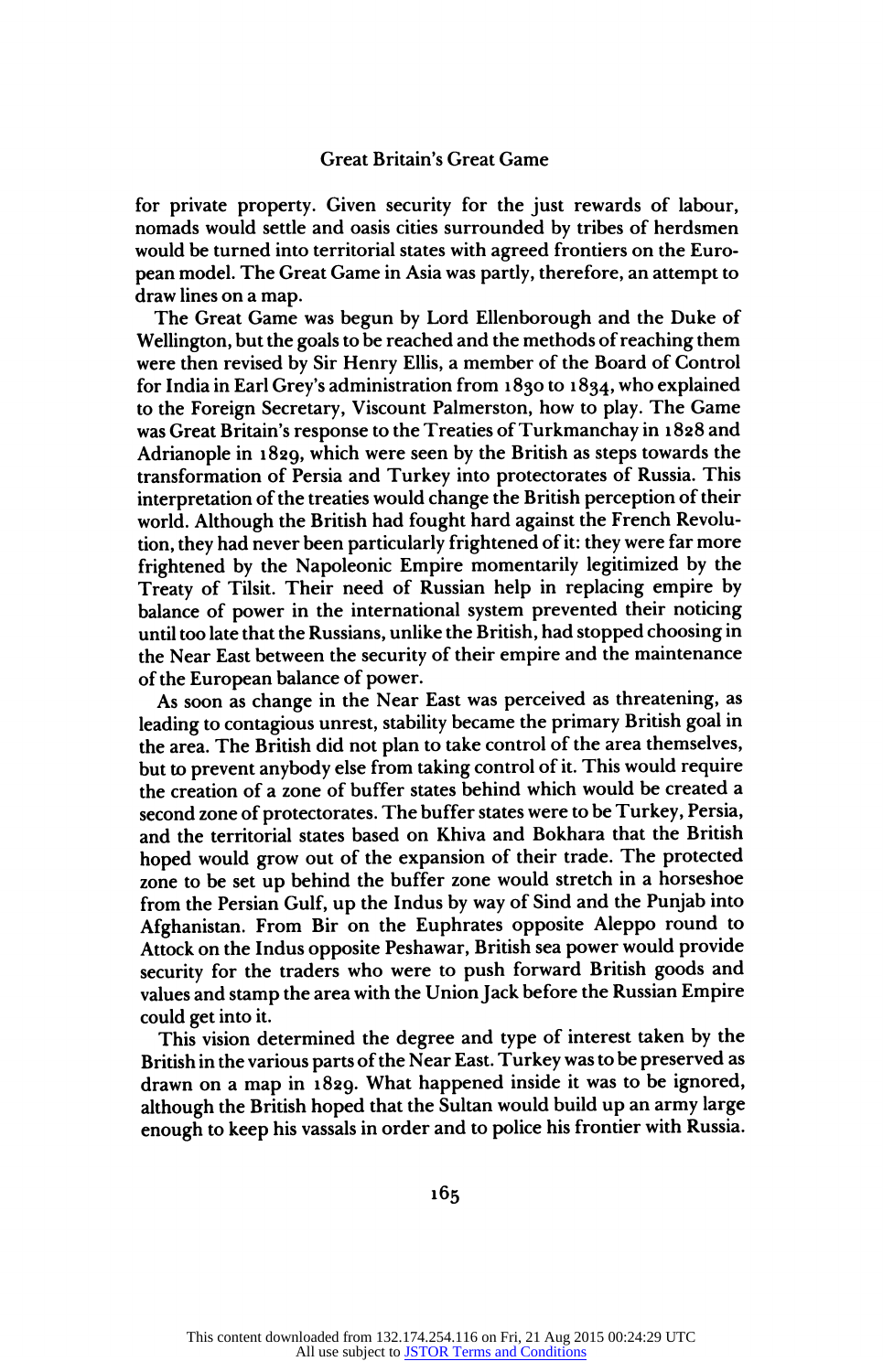for private property. Given security for the just rewards of labour, nomads would settle and oasis cities surrounded by tribes of herdsmen would be turned into territorial states with agreed frontiers on the European model. The Great Game in Asia was partly, therefore, an attempt to draw lines on a map.

The Great Game was begun by Lord Ellenborough and the Duke of Wellington, but the goals to be reached and the methods of reaching them were then revised by Sir Henry Ellis, a member of the Board of Control for India in Earl Grey's administration from 1830 to 1834, who explained to the Foreign Secretary, Viscount Palmerston, how to play. The Game was Great Britain's response to the Treaties of Turkmanchay in 1828 and Adrianople in 1829, which were seen by the British as steps towards the transformation of Persia and Turkey into protectorates of Russia. This interpretation of the treaties would change the British perception of their world. Although the British had fought hard against the French Revolution, they had never been particularly frightened of it: they were far more frightened by the Napoleonic Empire momentarily legitimized by the Treaty of Tilsit. Their need of Russian help in replacing empire by balance of power in the international system prevented their noticing until too late that the Russians, unlike the British, had stopped choosing in the Near East between the security of their empire and the maintenance of the European balance of power.

As soon as change in the Near East was perceived as threatening, as leading to contagious unrest, stability became the primary British goal in the area. The British did not plan to take control of the area themselves, but to prevent anybody else from taking control of it. This would require the creation of a zone of buffer states behind which would be created a second zone of protectorates. The buffer states were to be Turkey, Persia, and the territorial states based on Khiva and Bokhara that the British hoped would grow out of the expansion of their trade. The protected zone to be set up behind the buffer zone would stretch in a horseshoe from the Persian Gulf, up the Indus by way of Sind and the Punjab into Afghanistan. From Bir on the Euphrates opposite Aleppo round to Attock on the Indus opposite Peshawar, British sea power would provide security for the traders who were to push forward British goods and values and stamp the area with the Union Jack before the Russian Empire could get into it.

This vision determined the degree and type of interest taken by the British in the various parts of the Near East. Turkey was to be preserved as drawn on a map in 1829. What happened inside it was to be ignored, although the British hoped that the Sultan would build up an army large enough to keep his vassals in order and to police his frontier with Russia.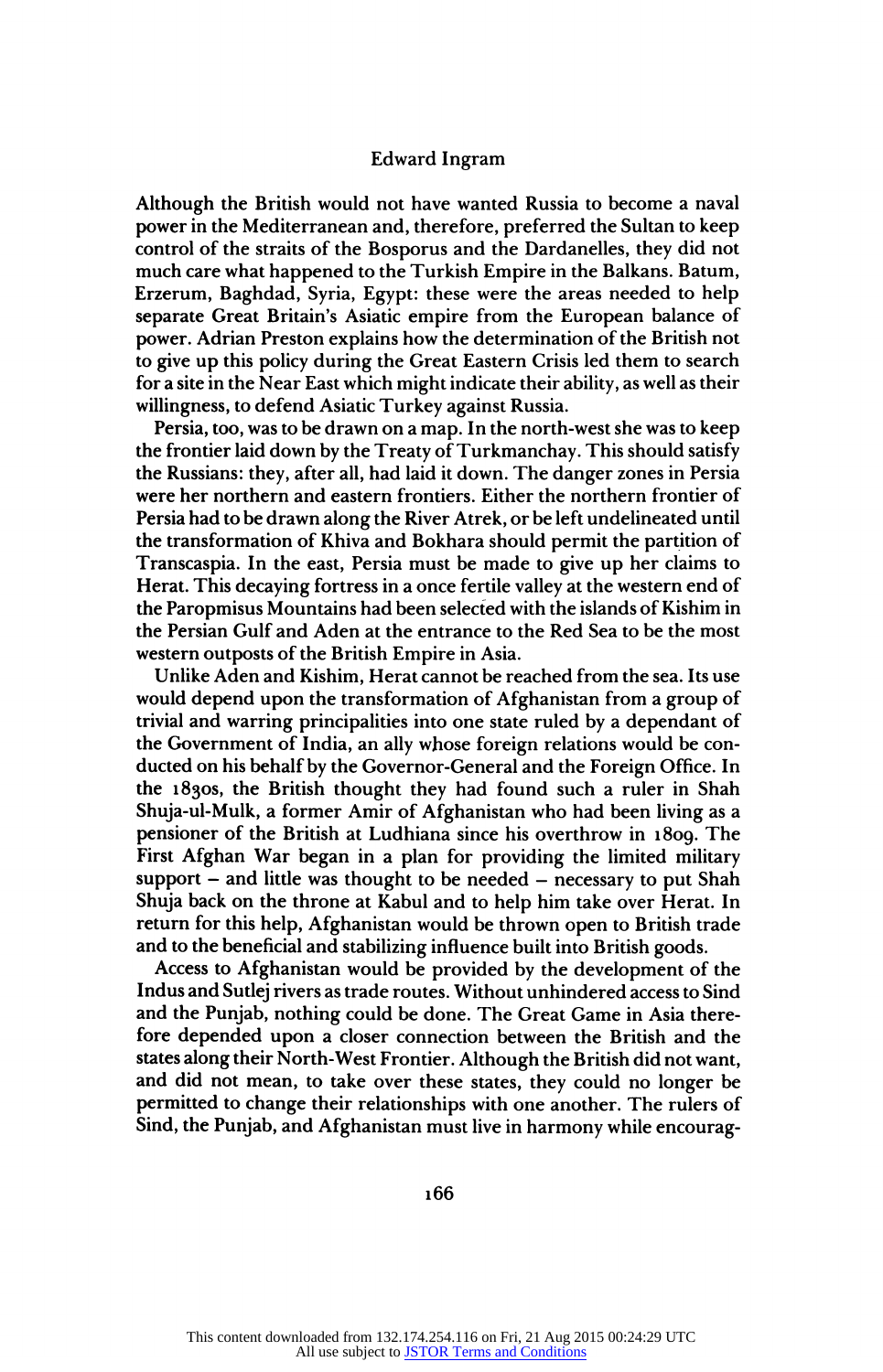Although the British would not have wanted Russia to become a naval power in the Mediterranean and, therefore, preferred the Sultan to keep control of the straits of the Bosporus and the Dardanelles, they did not much care what happened to the Turkish Empire in the Balkans. Batum, Erzerum, Baghdad, Syria, Egypt: these were the areas needed to help separate Great Britain's Asiatic empire from the European balance of power. Adrian Preston explains how the determination of the British not to give up this policy during the Great Eastern Crisis led them to search for a site in the Near East which might indicate their ability, as well as their willingness, to defend Asiatic Turkey against Russia.

Persia, too, was to be drawn on a map. In the north-west she was to keep the frontier laid down by the Treaty of Turkmanchay. This should satisfy the Russians: they, after all, had laid it down. The danger zones in Persia were her northern and eastern frontiers. Either the northern frontier of Persia had to be drawn along the River Atrek, or be left undelineated until the transformation of Khiva and Bokhara should permit the partition of Transcaspia. In the east, Persia must be made to give up her claims to Herat. This decaying fortress in a once fertile valley at the western end of the Paropmisus Mountains had been selected with the islands of Kishim in the Persian Gulf and Aden at the entrance to the Red Sea to be the most western outposts of the British Empire in Asia.

Unlike Aden and Kishim, Herat cannot be reached from the sea. Its use would depend upon the transformation of Afghanistan from a group of trivial and warring principalities into one state ruled by a dependant of the Government of India, an ally whose foreign relations would be conducted on his behalf by the Governor-General and the Foreign Office. In the 1830s, the British thought they had found such a ruler in Shah Shuja-ul-Mulk, a former Amir of Afghanistan who had been living as a pensioner of the British at Ludhiana since his overthrow in 1809. The First Afghan War began in a plan for providing the limited military support – and little was thought to be needed – necessary to put Shah Shuja back on the throne at Kabul and to help him take over Herat. In return for this help, Afghanistan would be thrown open to British trade and to the beneficial and stabilizing influence built into British goods.

Access to Afghanistan would be provided by the development of the Indus and Sutlej rivers as trade routes. Without unhindered access to Sind and the Punjab, nothing could be done. The Great Game in Asia therefore depended upon a closer connection between the British and the states along their North-West Frontier. Although the British did not want, and did not mean, to take over these states, they could no longer be permitted to change their relationships with one another. The rulers of Sind, the Punjab, and Afghanistan must live in harmony while encourag-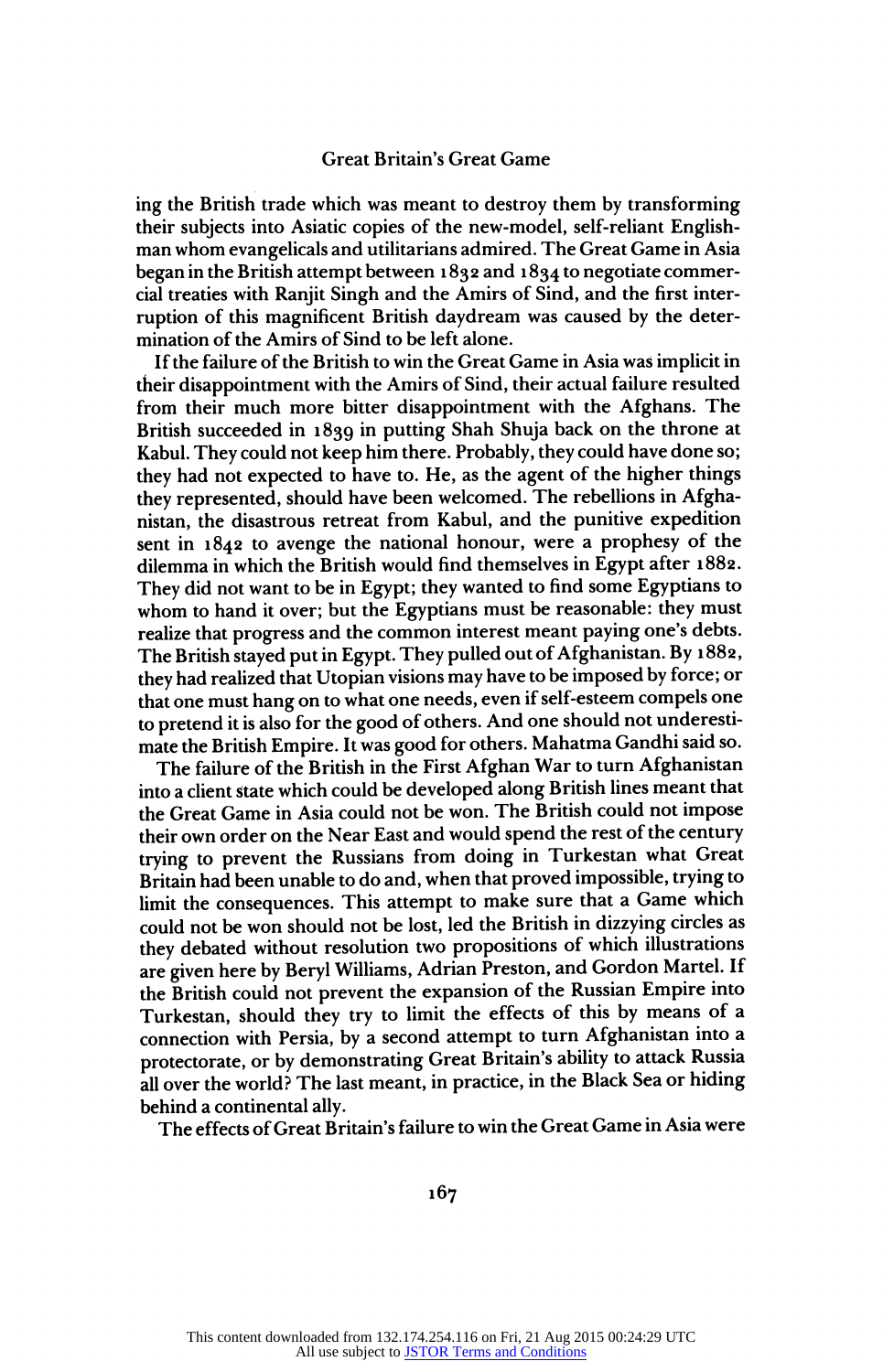ing the British trade which was meant to destroy them by transforming their subjects into Asiatic copies of the new-model, self-reliant Englishman whom evangelicals and utilitarians admired. The Great Game in Asia began in the British attempt between 1832 and 1834 to negotiate commercial treaties with Ranjit Singh and the Amirs of Sind, and the first interruption of this magnificent British daydream was caused by the determination of the Amirs of Sind to be left alone.

If the failure of the British to win the Great Game in Asia was implicit in their disappointment with the Amirs of Sind, their actual failure resulted from their much more bitter disappointment with the Afghans. The British succeeded in 1839 in putting Shah Shuja back on the throne at Kabul. They could not keep him there. Probably, they could have done so; they had not expected to have to. He, as the agent of the higher things they represented, should have been welcomed. The rebellions in Afghanistan, the disastrous retreat from Kabul, and the punitive expedition sent in 1842 to avenge the national honour, were a prophesy of the dilemma in which the British would find themselves in Egypt after 1882. They did not want to be in Egypt; they wanted to find some Egyptians to whom to hand it over; but the Egyptians must be reasonable: they must realize that progress and the common interest meant paying one's debts. The British stayed put in Egypt. They pulled out of Afghanistan. By 1882, they had realized that Utopian visions may have to be imposed by force; or that one must hang on to what one needs, even if self-esteem compels one to pretend it is also for the good of others. And one should not underestimate the British Empire. It was good for others. Mahatma Gandhi said so.

The failure of the British in the First Afghan War to turn Afghanistan into a client state which could be developed along British lines meant that the Great Game in Asia could not be won. The British could not impose their own order on the Near East and would spend the rest of the century trying to prevent the Russians from doing in Turkestan what Great Britain had been unable to do and, when that proved impossible, trying to limit the consequences. This attempt to make sure that a Game which could not be won should not be lost, led the British in dizzying circles as they debated without resolution two propositions of which illustrations are given here by Beryl Williams, Adrian Preston, and Gordon Martel. If the British could not prevent the expansion of the Russian Empire into Turkestan, should they try to limit the effects of this by means of a connection with Persia, by a second attempt to turn Afghanistan into a protectorate, or by demonstrating Great Britain's ability to attack Russia all over the world? The last meant, in practice, in the Black Sea or hiding behind a continental ally.

The effects of Great Britain's failure to win the Great Game in Asia were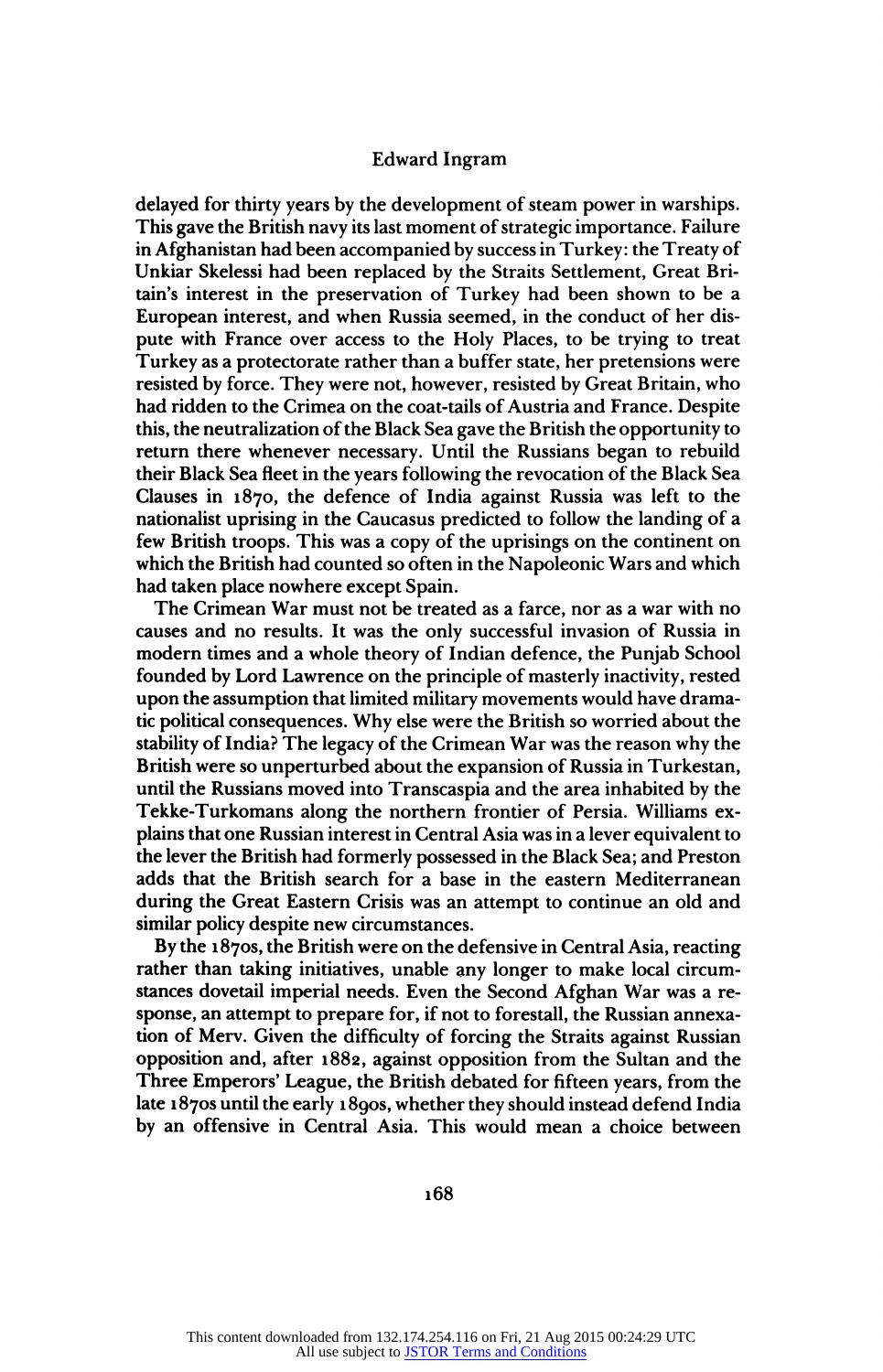delayed for thirty years by the development of steam power in warships. This gave the British navy its last moment of strategic importance. Failure in Afghanistan had been accompanied by success in Turkey: the Treaty of Unkiar Skelessi had been replaced by the Straits Settlement, Great Britain's interest in the preservation of Turkey had been shown to be a European interest, and when Russia seemed, in the conduct of her dispute with France over access to the Holy Places, to be trying to treat Turkey as a protectorate rather than a buffer state, her pretensions were resisted by force. They were not, however, resisted by Great Britain, who had ridden to the Crimea on the coat-tails of Austria and France. Despite this, the neutralization of the Black Sea gave the British the opportunity to return there whenever necessary. Until the Russians began to rebuild their Black Sea fleet in the years following the revocation of the Black Sea Clauses in 1870, the defence of India against Russia was left to the nationalist uprising in the Caucasus predicted to follow the landing of a few British troops. This was a copy of the uprisings on the continent on which the British had counted so often in the Napoleonic Wars and which had taken place nowhere except Spain.

The Crimean War must not be treated as a farce, nor as a war with no causes and no results. It was the only successful invasion of Russia in modern times and a whole theory of Indian defence, the Punjab School founded by Lord Lawrence on the principle of masterly inactivity, rested upon the assumption that limited military movements would have dramatic political consequences. Why else were the British so worried about the stability of India? The legacy of the Crimean War was the reason why the British were so unperturbed about the expansion of Russia in Turkestan, until the Russians moved into Transcaspia and the area inhabited by the Tekke-Turkomans along the northern frontier of Persia. Williams explains that one Russian interest in Central Asia was in a lever equivalent to the lever the British had formerly possessed in the Black Sea; and Preston adds that the British search for a base in the eastern Mediterranean during the Great Eastern Crisis was an attempt to continue an old and similar policy despite new circumstances.

By the 1870s, the British were on the defensive in Central Asia, reacting rather than taking initiatives, unable any longer to make local circumstances dovetail imperial needs. Even the Second Afghan War was a response, an attempt to prepare for, if not to forestall, the Russian annexation of Merv. Given the difficulty of forcing the Straits against Russian opposition and, after 1882, against opposition from the Sultan and the Three Emperors' League, the British debated for fifteen years, from the late 1870s until the early 1890s, whether they should instead defend India by an offensive in Central Asia. This would mean a choice between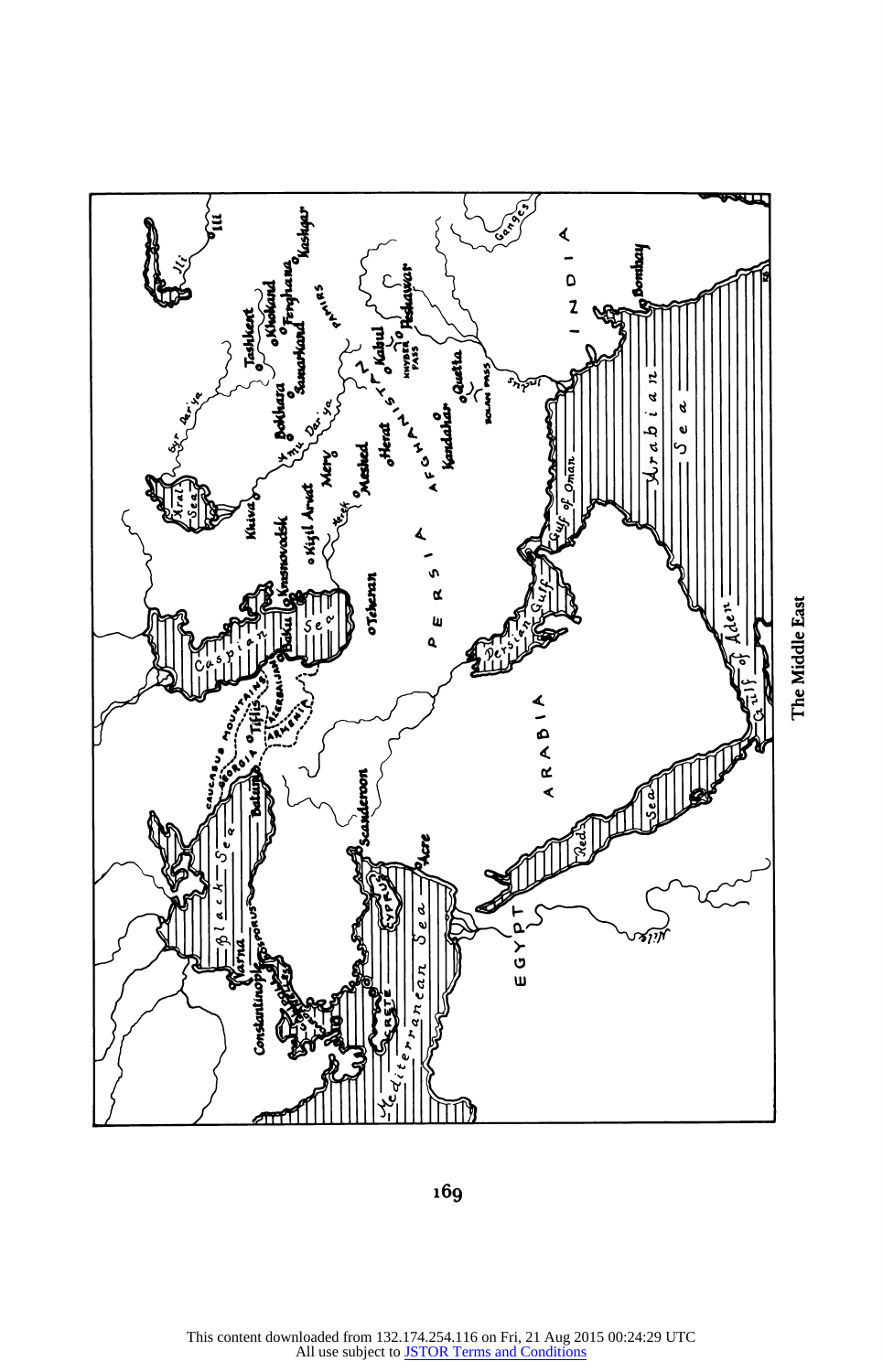The Middle East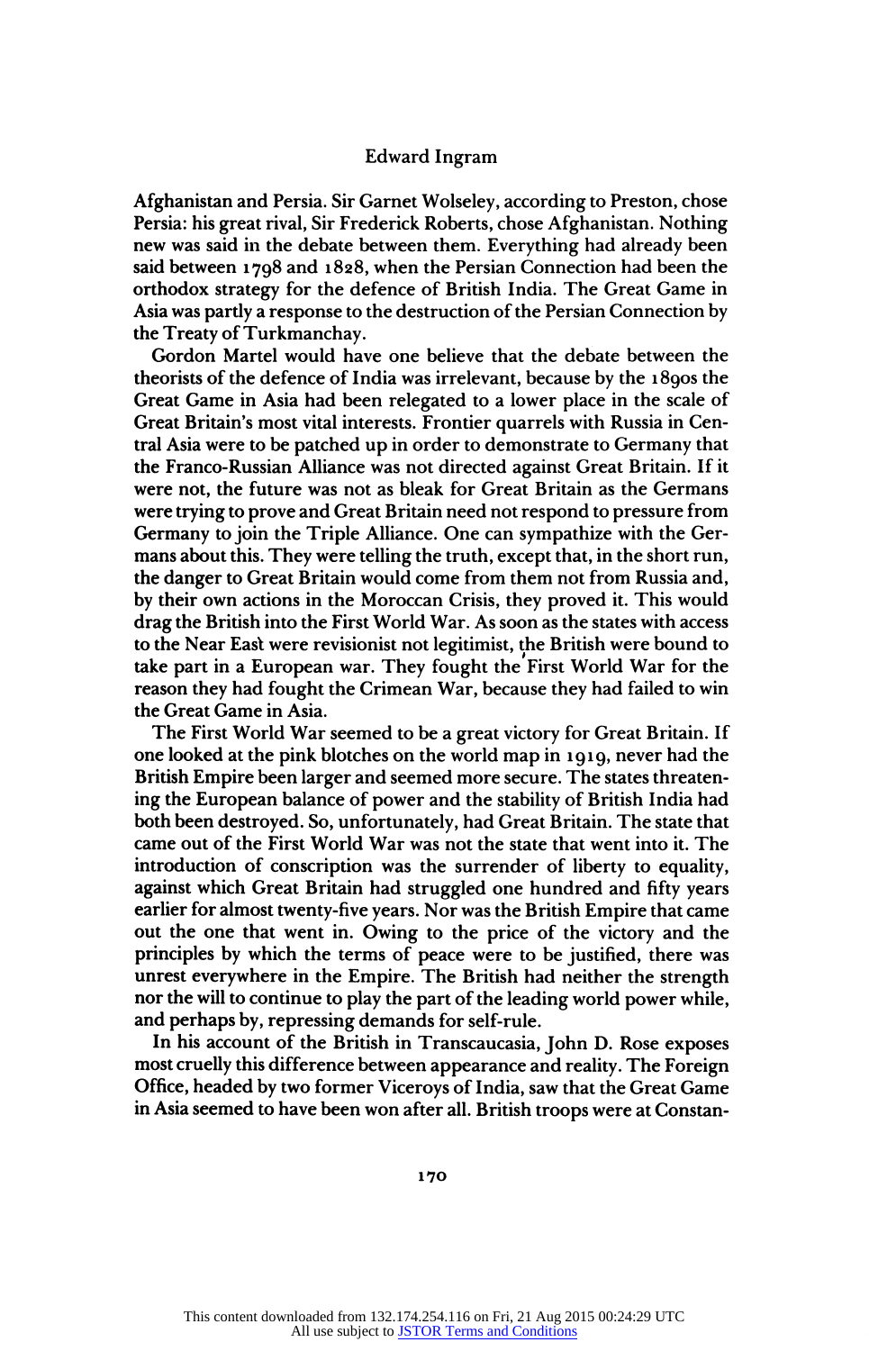Afghanistan and Persia. Sir Garnet Wolseley, according to Preston, chose Persia: his great rival, Sir Frederick Roberts, chose Afghanistan. Nothing new was said in the debate between them. Everything had already been said between 1798 and 1828, when the Persian Connection had been the orthodox strategy for the defence of British India. The Great Game in Asia was partly a response to the destruction of the Persian Connection by the Treaty of Turkmanchay.

Gordon Martel would have one believe that the debate between the theorists of the defence of India was irrelevant, because by the 1890s the Great Game in Asia had been relegated to a lower place in the scale of Great Britain's most vital interests. Frontier quarrels with Russia in Central Asia were to be patched up in order to demonstrate to Germany that the Franco-Russian Alliance was not directed against Great Britain. If it were not, the future was not as bleak for Great Britain as the Germans were trying to prove and Great Britain need not respond to pressure from Germany to join the Triple Alliance. One can sympathize with the Germans about this. They were telling the truth, except that, in the short run, the danger to Great Britain would come from them not from Russia and, by their own actions in the Moroccan Crisis, they proved it. This would drag the British into the First World War. As soon as the states with access to the Near East were revisionist not legitimist, the British were bound to take part in a European war. They fought the First World War for the reason they had fought the Crimean War, because they had failed to win the Great Game in Asia.

The First World War seemed to be a great victory for Great Britain. If one looked at the pink blotches on the world map in 1919, never had the British Empire been larger and seemed more secure. The states threatening the European balance of power and the stability of British India had both been destroyed. So, unfortunately, had Great Britain. The state that came out of the First World War was not the state that went into it. The introduction of conscription was the surrender of liberty to equality, against which Great Britain had struggled one hundred and fifty years earlier for almost twenty-five years. Nor was the British Empire that came out the one that went in. Owing to the price of the victory and the principles by which the terms of peace were to be justified, there was unrest everywhere in the Empire. The British had neither the strength nor the will to continue to play the part of the leading world power while, and perhaps by, repressing demands for self-rule.

In his account of the British in Transcaucasia, John D. Rose exposes most cruelly this difference between appearance and reality. The Foreign Office, headed by two former Viceroys of India, saw that the Great Game in Asia seemed to have been won after all. British troops were at Constan-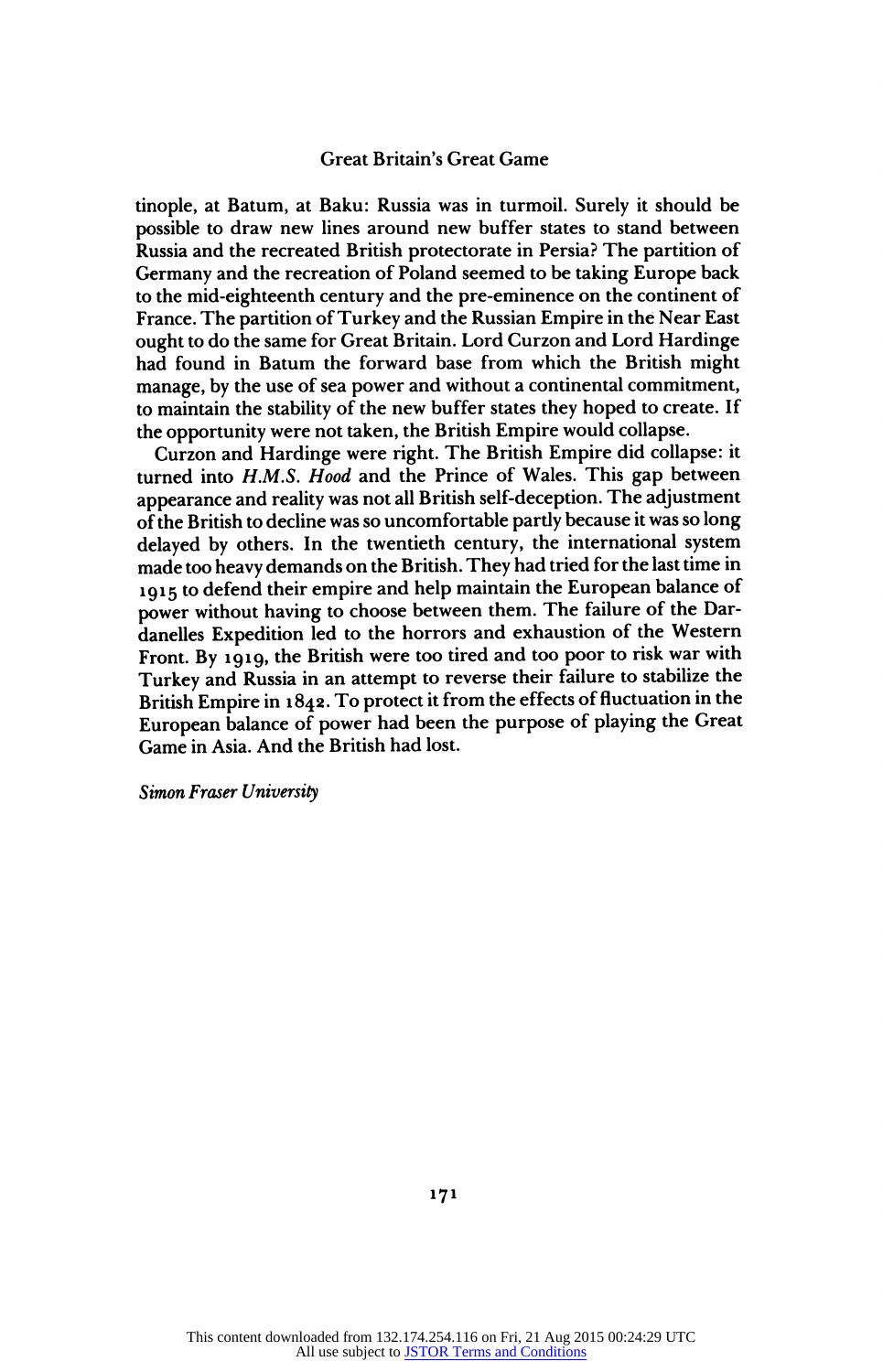tinople, at Batum, at Baku: Russia was in turmoil. Surely it should be possible to draw new lines around new buffer states to stand between Russia and the recreated British protectorate in Persia? The partition of Germany and the recreation of Poland seemed to be taking Europe back to the mid-eighteenth century and the pre-eminence on the continent of France. The partition of Turkey and the Russian Empire in the Near East ought to do the same for Great Britain. Lord Curzon and Lord Hardinge had found in Batum the forward base from which the British might manage, by the use of sea power and without a continental commitment, to maintain the stability of the new buffer states they hoped to create. If the opportunity were not taken, the British Empire would collapse.

Curzon and Hardinge were right. The British Empire did collapse: it turned into *H.M.S. Hood* and the Prince of Wales. This gap between appearance and reality was not all British self-deception. The adjustment of the British to decline was so uncomfortable partly because it was so long delayed by others. In the twentieth century, the international system made too heavy demands on the British. They had tried for the last time in 1915 to defend their empire and help maintain the European balance of power without having to choose between them. The failure of the Dardanelles Expedition led to the horrors and exhaustion of the Western Front. By 1919, the British were too tired and too poor to risk war with Turkey and Russia in an attempt to reverse their failure to stabilize the British Empire in 1842. To protect it from the effects of fluctuation in the European balance of power had been the purpose of playing the Great Game in Asia. And the British had lost.

*Simon Fraser University*